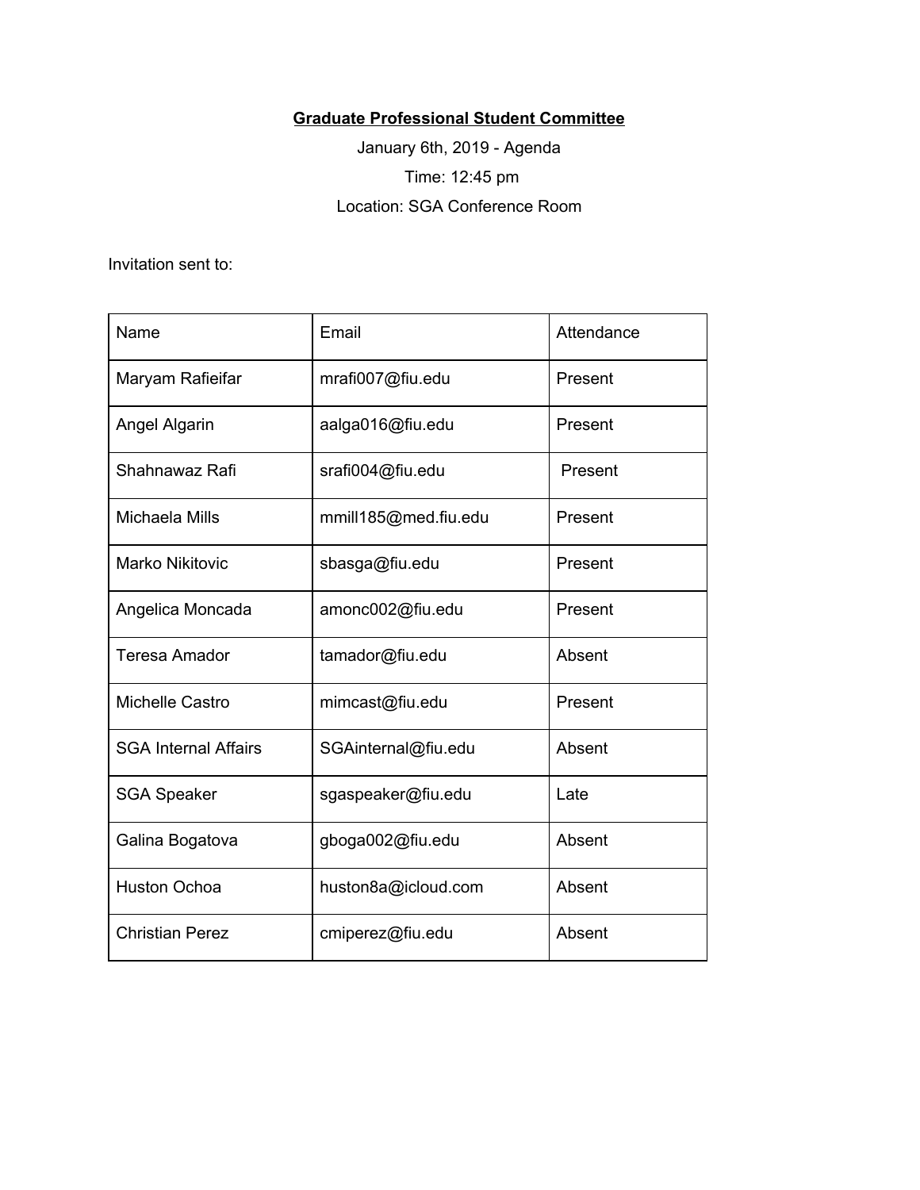**Graduate Professional Student Committee**

January 6th, 2019 - Agenda

Time: 12:45 pm

Location: SGA Conference Room

Invitation sent to:

| Name | Email | Attendance |
|---|---|---|
| Maryam Rafieifar | mrafi007@fiu.edu | Present |
| Angel Algarin | aalga016@fiu.edu | Present |
| Shahnawaz Rafi | srafi004@fiu.edu | Present |
| Michaela Mills | mmill185@med.fiu.edu | Present |
| Marko Nikitovic | sbasga@fiu.edu | Present |
| Angelica Moncada | amonc002@fiu.edu | Present |
| Teresa Amador | tamador@fiu.edu | Absent |
| Michelle Castro | mimcast@fiu.edu | Present |
| SGA Internal Affairs | SGAinternal@fiu.edu | Absent |
| SGA Speaker | sgaspeaker@fiu.edu | Late |
| Galina Bogatova | gboga002@fiu.edu | Absent |
| Huston Ochoa | huston8a@icloud.com | Absent |
| Christian Perez | cmiperez@fiu.edu | Absent |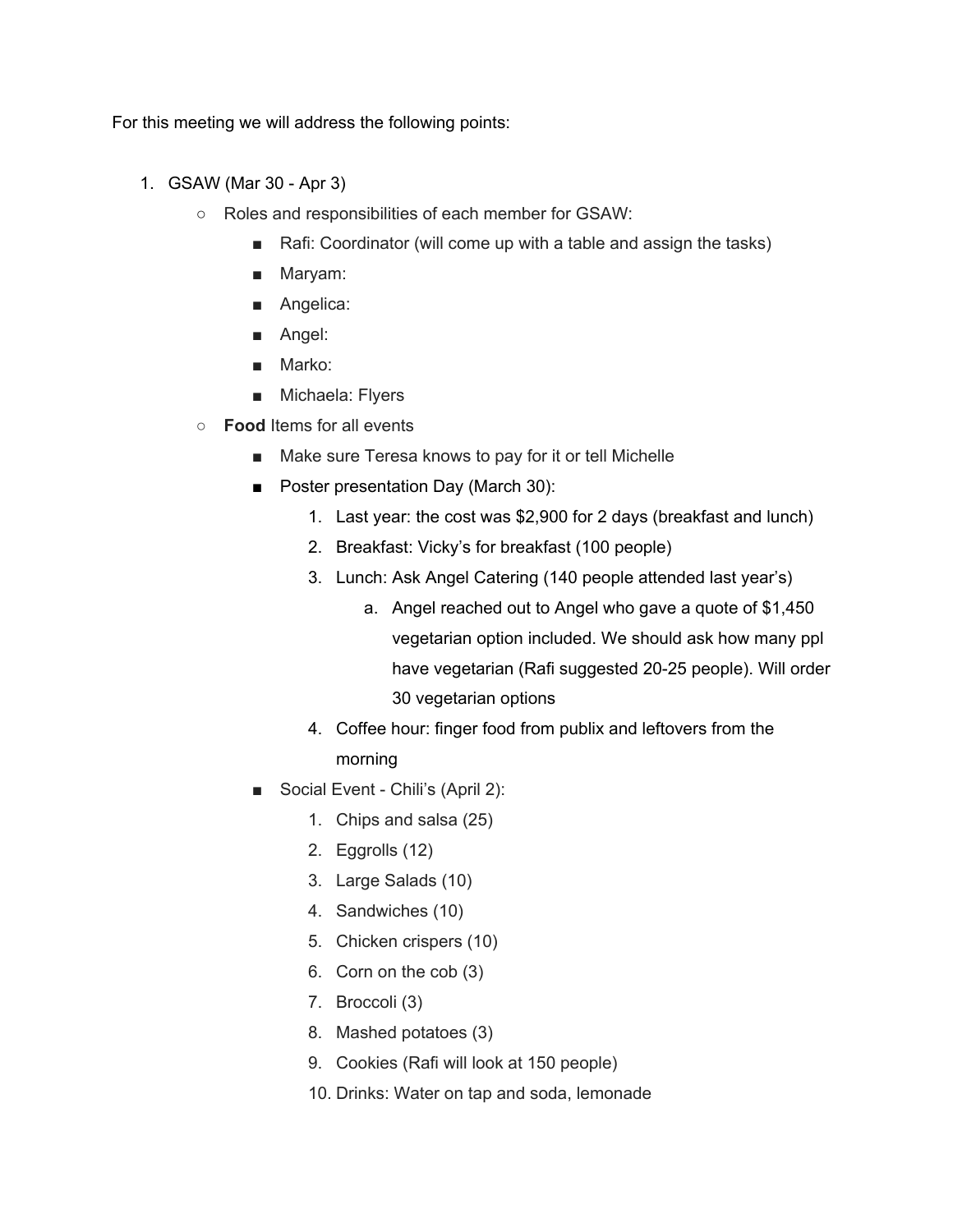For this meeting we will address the following points:

1. GSAW (Mar 30 - Apr 3)
    - Roles and responsibilities of each member for GSAW:
        - Rafi: Coordinator (will come up with a table and assign the tasks)
        - Maryam:
        - Angelica:
        - Angel:
        - Marko:
        - Michaela: Flyers
    - **Food** Items for all events
        - Make sure Teresa knows to pay for it or tell Michelle
        - Poster presentation Day (March 30):
            1. Last year: the cost was $2,900 for 2 days (breakfast and lunch)
            2. Breakfast: Vicky's for breakfast (100 people)
            3. Lunch: Ask Angel Catering (140 people attended last year's)
                a. Angel reached out to Angel who gave a quote of $1,450 vegetarian option included. We should ask how many ppl have vegetarian (Rafi suggested 20-25 people). Will order 30 vegetarian options
            4. Coffee hour: finger food from publix and leftovers from the morning
        - Social Event - Chili's (April 2):
            1. Chips and salsa (25)
            2. Eggrolls (12)
            3. Large Salads (10)
            4. Sandwiches (10)
            5. Chicken crispers (10)
            6. Corn on the cob (3)
            7. Broccoli (3)
            8. Mashed potatoes (3)
            9. Cookies (Rafi will look at 150 people)
            10. Drinks: Water on tap and soda, lemonade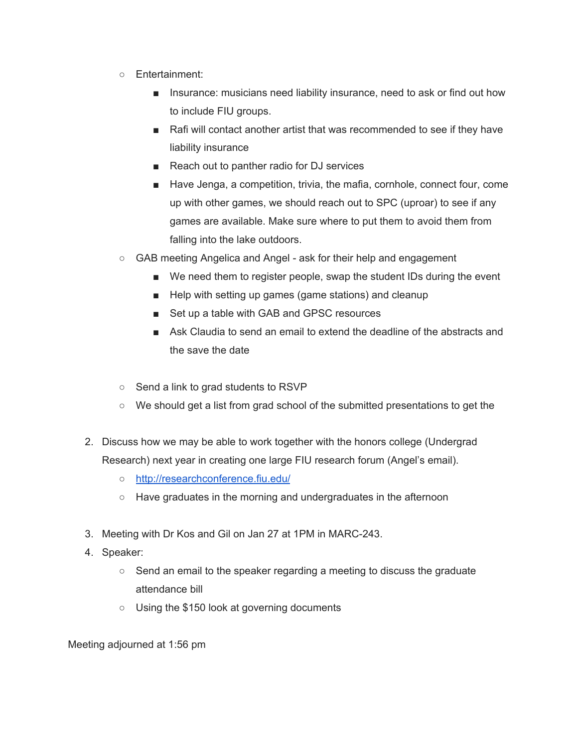- Entertainment:
    - Insurance: musicians need liability insurance, need to ask or find out how to include FIU groups.
    - Rafi will contact another artist that was recommended to see if they have liability insurance
    - Reach out to panther radio for DJ services
    - Have Jenga, a competition, trivia, the mafia, cornhole, connect four, come up with other games, we should reach out to SPC (uproar) to see if any games are available. Make sure where to put them to avoid them from falling into the lake outdoors.
- GAB meeting Angelica and Angel - ask for their help and engagement
    - We need them to register people, swap the student IDs during the event
    - Help with setting up games (game stations) and cleanup
    - Set up a table with GAB and GPSC resources
    - Ask Claudia to send an email to extend the deadline of the abstracts and the save the date

- Send a link to grad students to RSVP
- We should get a list from grad school of the submitted presentations to get the

2. Discuss how we may be able to work together with the honors college (Undergrad Research) next year in creating one large FIU research forum (Angel's email).
    - http://researchconference.fiu.edu/
    - Have graduates in the morning and undergraduates in the afternoon

3. Meeting with Dr Kos and Gil on Jan 27 at 1PM in MARC-243.
4. Speaker:
    - Send an email to the speaker regarding a meeting to discuss the graduate attendance bill
    - Using the $150 look at governing documents

Meeting adjourned at 1:56 pm